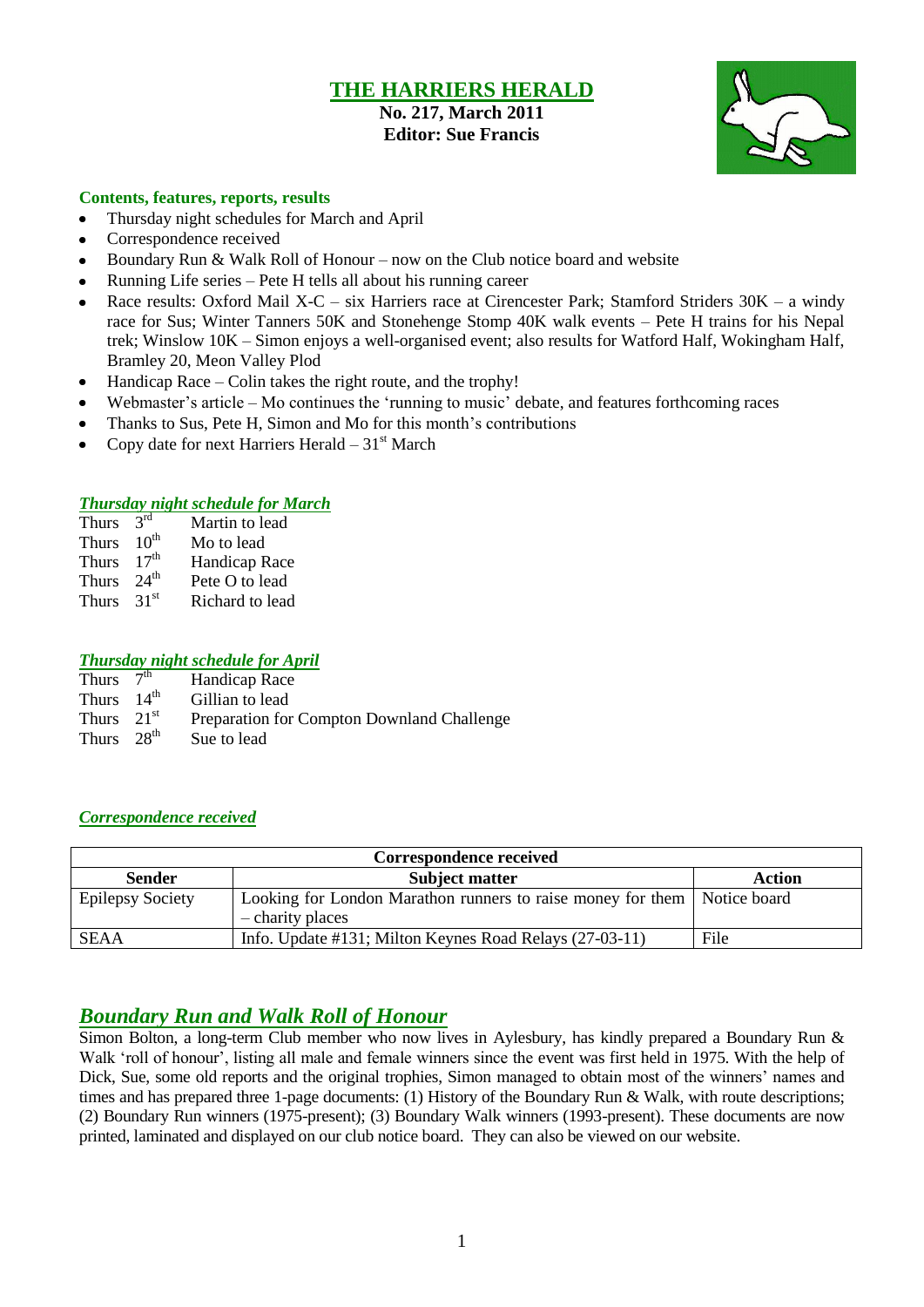# THE HARRIERS HERALD

**No. 217, March 2011**
**Editor: Sue Francis**

### Contents, features, reports, results

- Thursday night schedules for March and April
- Correspondence received
- Boundary Run & Walk Roll of Honour – now on the Club notice board and website
- Running Life series – Pete H tells all about his running career
- Race results: Oxford Mail X-C – six Harriers race at Cirencester Park; Stamford Striders 30K – a windy race for Sus; Winter Tanners 50K and Stonehenge Stomp 40K walk events – Pete H trains for his Nepal trek; Winslow 10K – Simon enjoys a well-organised event; also results for Watford Half, Wokingham Half, Bramley 20, Meon Valley Plod
- Handicap Race – Colin takes the right route, and the trophy!
- Webmaster's article – Mo continues the 'running to music' debate, and features forthcoming races
- Thanks to Sus, Pete H, Simon and Mo for this month's contributions
- Copy date for next Harriers Herald – 31st March

### *Thursday night schedule for March*

| | | |
|---|---|---|
| Thurs | 3rd | Martin to lead |
| Thurs | 10th | Mo to lead |
| Thurs | 17th | Handicap Race |
| Thurs | 24th | Pete O to lead |
| Thurs | 31st | Richard to lead |

### *Thursday night schedule for April*

| | | |
|---|---|---|
| Thurs | 7th | Handicap Race |
| Thurs | 14th | Gillian to lead |
| Thurs | 21st | Preparation for Compton Downland Challenge |
| Thurs | 28th | Sue to lead |

### *Correspondence received*

| Correspondence received | | |
|---|---|---|
| **Sender** | **Subject matter** | **Action** |
| Epilepsy Society | Looking for London Marathon runners to raise money for them – charity places | Notice board |
| SEAA | Info. Update #131; Milton Keynes Road Relays (27-03-11) | File |

## *Boundary Run and Walk Roll of Honour*

Simon Bolton, a long-term Club member who now lives in Aylesbury, has kindly prepared a Boundary Run & Walk 'roll of honour', listing all male and female winners since the event was first held in 1975. With the help of Dick, Sue, some old reports and the original trophies, Simon managed to obtain most of the winners' names and times and has prepared three 1-page documents: (1) History of the Boundary Run & Walk, with route descriptions; (2) Boundary Run winners (1975-present); (3) Boundary Walk winners (1993-present). These documents are now printed, laminated and displayed on our club notice board. They can also be viewed on our website.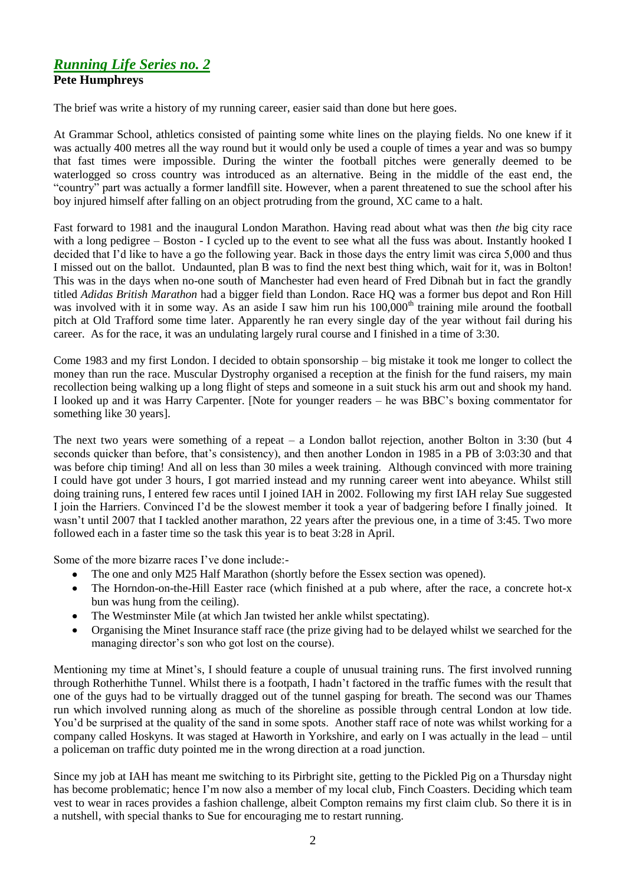## *Running Life Series no. 2*

**Pete Humphreys**

The brief was write a history of my running career, easier said than done but here goes.

At Grammar School, athletics consisted of painting some white lines on the playing fields. No one knew if it was actually 400 metres all the way round but it would only be used a couple of times a year and was so bumpy that fast times were impossible. During the winter the football pitches were generally deemed to be waterlogged so cross country was introduced as an alternative. Being in the middle of the east end, the "country" part was actually a former landfill site. However, when a parent threatened to sue the school after his boy injured himself after falling on an object protruding from the ground, XC came to a halt.

Fast forward to 1981 and the inaugural London Marathon. Having read about what was then *the* big city race with a long pedigree – Boston - I cycled up to the event to see what all the fuss was about. Instantly hooked I decided that I'd like to have a go the following year. Back in those days the entry limit was circa 5,000 and thus I missed out on the ballot. Undaunted, plan B was to find the next best thing which, wait for it, was in Bolton! This was in the days when no-one south of Manchester had even heard of Fred Dibnah but in fact the grandly titled *Adidas British Marathon* had a bigger field than London. Race HQ was a former bus depot and Ron Hill was involved with it in some way. As an aside I saw him run his 100,000th training mile around the football pitch at Old Trafford some time later. Apparently he ran every single day of the year without fail during his career. As for the race, it was an undulating largely rural course and I finished in a time of 3:30.

Come 1983 and my first London. I decided to obtain sponsorship – big mistake it took me longer to collect the money than run the race. Muscular Dystrophy organised a reception at the finish for the fund raisers, my main recollection being walking up a long flight of steps and someone in a suit stuck his arm out and shook my hand. I looked up and it was Harry Carpenter. [Note for younger readers – he was BBC's boxing commentator for something like 30 years].

The next two years were something of a repeat – a London ballot rejection, another Bolton in 3:30 (but 4 seconds quicker than before, that's consistency), and then another London in 1985 in a PB of 3:03:30 and that was before chip timing! And all on less than 30 miles a week training. Although convinced with more training I could have got under 3 hours, I got married instead and my running career went into abeyance. Whilst still doing training runs, I entered few races until I joined IAH in 2002. Following my first IAH relay Sue suggested I join the Harriers. Convinced I'd be the slowest member it took a year of badgering before I finally joined. It wasn't until 2007 that I tackled another marathon, 22 years after the previous one, in a time of 3:45. Two more followed each in a faster time so the task this year is to beat 3:28 in April.

Some of the more bizarre races I've done include:-

- The one and only M25 Half Marathon (shortly before the Essex section was opened).
- The Horndon-on-the-Hill Easter race (which finished at a pub where, after the race, a concrete hot-x bun was hung from the ceiling).
- The Westminster Mile (at which Jan twisted her ankle whilst spectating).
- Organising the Minet Insurance staff race (the prize giving had to be delayed whilst we searched for the managing director's son who got lost on the course).

Mentioning my time at Minet's, I should feature a couple of unusual training runs. The first involved running through Rotherhithe Tunnel. Whilst there is a footpath, I hadn't factored in the traffic fumes with the result that one of the guys had to be virtually dragged out of the tunnel gasping for breath. The second was our Thames run which involved running along as much of the shoreline as possible through central London at low tide. You'd be surprised at the quality of the sand in some spots. Another staff race of note was whilst working for a company called Hoskyns. It was staged at Haworth in Yorkshire, and early on I was actually in the lead – until a policeman on traffic duty pointed me in the wrong direction at a road junction.

Since my job at IAH has meant me switching to its Pirbright site, getting to the Pickled Pig on a Thursday night has become problematic; hence I'm now also a member of my local club, Finch Coasters. Deciding which team vest to wear in races provides a fashion challenge, albeit Compton remains my first claim club. So there it is in a nutshell, with special thanks to Sue for encouraging me to restart running.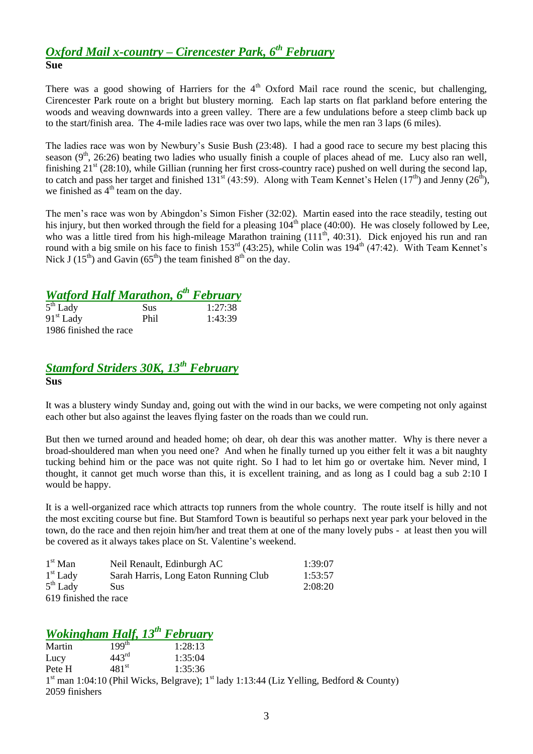## *Oxford Mail x-country – Cirencester Park, 6th February*

**Sue**

There was a good showing of Harriers for the 4th Oxford Mail race round the scenic, but challenging, Cirencester Park route on a bright but blustery morning. Each lap starts on flat parkland before entering the woods and weaving downwards into a green valley. There are a few undulations before a steep climb back up to the start/finish area. The 4-mile ladies race was over two laps, while the men ran 3 laps (6 miles).

The ladies race was won by Newbury's Susie Bush (23:48). I had a good race to secure my best placing this season (9th, 26:26) beating two ladies who usually finish a couple of places ahead of me. Lucy also ran well, finishing 21st (28:10), while Gillian (running her first cross-country race) pushed on well during the second lap, to catch and pass her target and finished 131st (43:59). Along with Team Kennet's Helen (17th) and Jenny (26th), we finished as 4th team on the day.

The men's race was won by Abingdon's Simon Fisher (32:02). Martin eased into the race steadily, testing out his injury, but then worked through the field for a pleasing 104th place (40:00). He was closely followed by Lee, who was a little tired from his high-mileage Marathon training (111th, 40:31). Dick enjoyed his run and ran round with a big smile on his face to finish 153rd (43:25), while Colin was 194th (47:42). With Team Kennet's Nick J (15th) and Gavin (65th) the team finished 8th on the day.

## *Watford Half Marathon, 6th February*

| | | |
|---|---|---|
| 5th Lady | Sus | 1:27:38 |
| 91st Lady | Phil | 1:43:39 |

1986 finished the race

## *Stamford Striders 30K, 13th February*

**Sus**

It was a blustery windy Sunday and, going out with the wind in our backs, we were competing not only against each other but also against the leaves flying faster on the roads than we could run.

But then we turned around and headed home; oh dear, oh dear this was another matter. Why is there never a broad-shouldered man when you need one? And when he finally turned up you either felt it was a bit naughty tucking behind him or the pace was not quite right. So I had to let him go or overtake him. Never mind, I thought, it cannot get much worse than this, it is excellent training, and as long as I could bag a sub 2:10 I would be happy.

It is a well-organized race which attracts top runners from the whole country. The route itself is hilly and not the most exciting course but fine. But Stamford Town is beautiful so perhaps next year park your beloved in the town, do the race and then rejoin him/her and treat them at one of the many lovely pubs - at least then you will be covered as it always takes place on St. Valentine's weekend.

| | | |
|---|---|---|
| 1st Man | Neil Renault, Edinburgh AC | 1:39:07 |
| 1st Lady | Sarah Harris, Long Eaton Running Club | 1:53:57 |
| 5th Lady | Sus | 2:08:20 |

619 finished the race

## *Wokingham Half, 13th February*

| | | |
|---|---|---|
| Martin | 199th | 1:28:13 |
| Lucy | 443rd | 1:35:04 |
| Pete H | 481st | 1:35:36 |

1st man 1:04:10 (Phil Wicks, Belgrave); 1st lady 1:13:44 (Liz Yelling, Bedford & County)
2059 finishers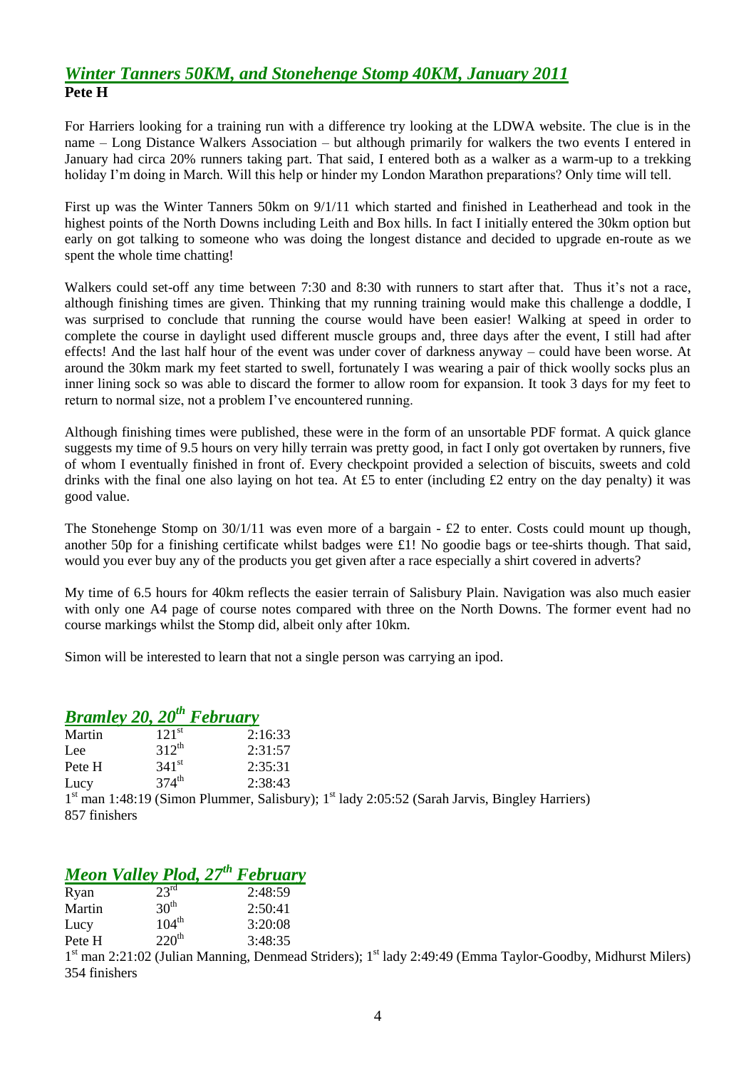## *Winter Tanners 50KM, and Stonehenge Stomp 40KM, January 2011*

**Pete H**

For Harriers looking for a training run with a difference try looking at the LDWA website. The clue is in the name – Long Distance Walkers Association – but although primarily for walkers the two events I entered in January had circa 20% runners taking part. That said, I entered both as a walker as a warm-up to a trekking holiday I'm doing in March. Will this help or hinder my London Marathon preparations? Only time will tell.

First up was the Winter Tanners 50km on 9/1/11 which started and finished in Leatherhead and took in the highest points of the North Downs including Leith and Box hills. In fact I initially entered the 30km option but early on got talking to someone who was doing the longest distance and decided to upgrade en-route as we spent the whole time chatting!

Walkers could set-off any time between 7:30 and 8:30 with runners to start after that. Thus it's not a race, although finishing times are given. Thinking that my running training would make this challenge a doddle, I was surprised to conclude that running the course would have been easier! Walking at speed in order to complete the course in daylight used different muscle groups and, three days after the event, I still had after effects! And the last half hour of the event was under cover of darkness anyway – could have been worse. At around the 30km mark my feet started to swell, fortunately I was wearing a pair of thick woolly socks plus an inner lining sock so was able to discard the former to allow room for expansion. It took 3 days for my feet to return to normal size, not a problem I've encountered running.

Although finishing times were published, these were in the form of an unsortable PDF format. A quick glance suggests my time of 9.5 hours on very hilly terrain was pretty good, in fact I only got overtaken by runners, five of whom I eventually finished in front of. Every checkpoint provided a selection of biscuits, sweets and cold drinks with the final one also laying on hot tea. At £5 to enter (including £2 entry on the day penalty) it was good value.

The Stonehenge Stomp on 30/1/11 was even more of a bargain - £2 to enter. Costs could mount up though, another 50p for a finishing certificate whilst badges were £1! No goodie bags or tee-shirts though. That said, would you ever buy any of the products you get given after a race especially a shirt covered in adverts?

My time of 6.5 hours for 40km reflects the easier terrain of Salisbury Plain. Navigation was also much easier with only one A4 page of course notes compared with three on the North Downs. The former event had no course markings whilst the Stomp did, albeit only after 10km.

Simon will be interested to learn that not a single person was carrying an ipod.

## *Bramley 20, 20th February*

| | | |
|---|---|---|
| Martin | 121st | 2:16:33 |
| Lee | 312th | 2:31:57 |
| Pete H | 341st | 2:35:31 |
| Lucy | 374th | 2:38:43 |

1st man 1:48:19 (Simon Plummer, Salisbury); 1st lady 2:05:52 (Sarah Jarvis, Bingley Harriers)
857 finishers

## *Meon Valley Plod, 27th February*

| | | |
|---|---|---|
| Ryan | 23rd | 2:48:59 |
| Martin | 30th | 2:50:41 |
| Lucy | 104th | 3:20:08 |
| Pete H | 220th | 3:48:35 |

1st man 2:21:02 (Julian Manning, Denmead Striders); 1st lady 2:49:49 (Emma Taylor-Goodby, Midhurst Milers)
354 finishers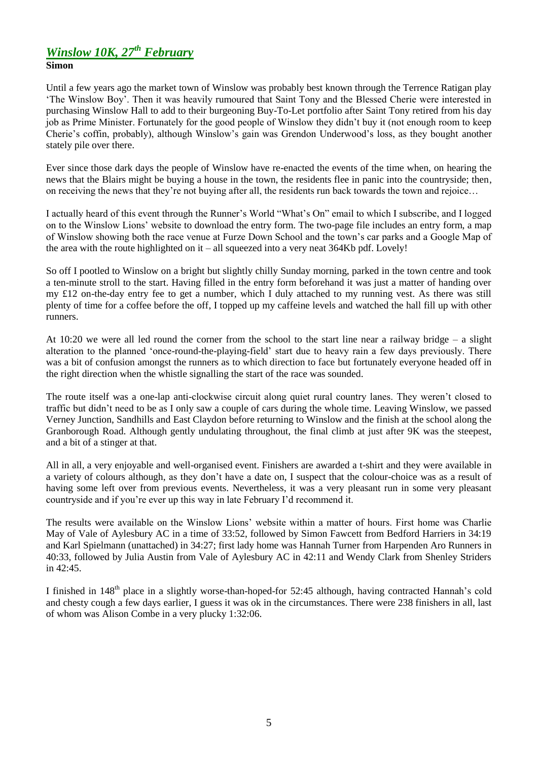## *Winslow 10K, 27th February*

**Simon**

Until a few years ago the market town of Winslow was probably best known through the Terrence Ratigan play 'The Winslow Boy'. Then it was heavily rumoured that Saint Tony and the Blessed Cherie were interested in purchasing Winslow Hall to add to their burgeoning Buy-To-Let portfolio after Saint Tony retired from his day job as Prime Minister. Fortunately for the good people of Winslow they didn't buy it (not enough room to keep Cherie's coffin, probably), although Winslow's gain was Grendon Underwood's loss, as they bought another stately pile over there.

Ever since those dark days the people of Winslow have re-enacted the events of the time when, on hearing the news that the Blairs might be buying a house in the town, the residents flee in panic into the countryside; then, on receiving the news that they're not buying after all, the residents run back towards the town and rejoice…

I actually heard of this event through the Runner's World "What's On" email to which I subscribe, and I logged on to the Winslow Lions' website to download the entry form. The two-page file includes an entry form, a map of Winslow showing both the race venue at Furze Down School and the town's car parks and a Google Map of the area with the route highlighted on it – all squeezed into a very neat 364Kb pdf. Lovely!

So off I pootled to Winslow on a bright but slightly chilly Sunday morning, parked in the town centre and took a ten-minute stroll to the start. Having filled in the entry form beforehand it was just a matter of handing over my £12 on-the-day entry fee to get a number, which I duly attached to my running vest. As there was still plenty of time for a coffee before the off, I topped up my caffeine levels and watched the hall fill up with other runners.

At 10:20 we were all led round the corner from the school to the start line near a railway bridge – a slight alteration to the planned 'once-round-the-playing-field' start due to heavy rain a few days previously. There was a bit of confusion amongst the runners as to which direction to face but fortunately everyone headed off in the right direction when the whistle signalling the start of the race was sounded.

The route itself was a one-lap anti-clockwise circuit along quiet rural country lanes. They weren't closed to traffic but didn't need to be as I only saw a couple of cars during the whole time. Leaving Winslow, we passed Verney Junction, Sandhills and East Claydon before returning to Winslow and the finish at the school along the Granborough Road. Although gently undulating throughout, the final climb at just after 9K was the steepest, and a bit of a stinger at that.

All in all, a very enjoyable and well-organised event. Finishers are awarded a t-shirt and they were available in a variety of colours although, as they don't have a date on, I suspect that the colour-choice was as a result of having some left over from previous events. Nevertheless, it was a very pleasant run in some very pleasant countryside and if you're ever up this way in late February I'd recommend it.

The results were available on the Winslow Lions' website within a matter of hours. First home was Charlie May of Vale of Aylesbury AC in a time of 33:52, followed by Simon Fawcett from Bedford Harriers in 34:19 and Karl Spielmann (unattached) in 34:27; first lady home was Hannah Turner from Harpenden Aro Runners in 40:33, followed by Julia Austin from Vale of Aylesbury AC in 42:11 and Wendy Clark from Shenley Striders in 42:45.

I finished in 148th place in a slightly worse-than-hoped-for 52:45 although, having contracted Hannah's cold and chesty cough a few days earlier, I guess it was ok in the circumstances. There were 238 finishers in all, last of whom was Alison Combe in a very plucky 1:32:06.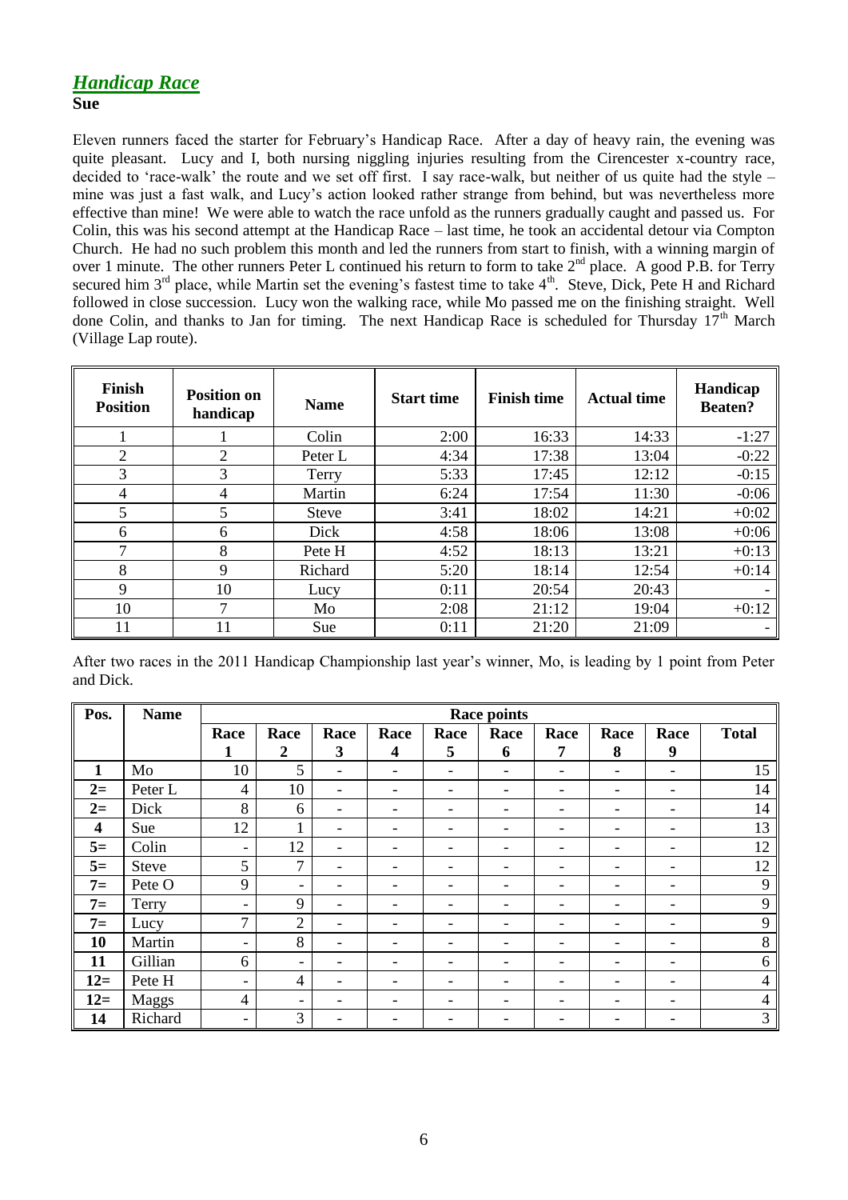## *Handicap Race*

**Sue**

Eleven runners faced the starter for February's Handicap Race. After a day of heavy rain, the evening was quite pleasant. Lucy and I, both nursing niggling injuries resulting from the Cirencester x-country race, decided to 'race-walk' the route and we set off first. I say race-walk, but neither of us quite had the style – mine was just a fast walk, and Lucy's action looked rather strange from behind, but was nevertheless more effective than mine! We were able to watch the race unfold as the runners gradually caught and passed us. For Colin, this was his second attempt at the Handicap Race – last time, he took an accidental detour via Compton Church. He had no such problem this month and led the runners from start to finish, with a winning margin of over 1 minute. The other runners Peter L continued his return to form to take 2nd place. A good P.B. for Terry secured him 3rd place, while Martin set the evening's fastest time to take 4th. Steve, Dick, Pete H and Richard followed in close succession. Lucy won the walking race, while Mo passed me on the finishing straight. Well done Colin, and thanks to Jan for timing. The next Handicap Race is scheduled for Thursday 17th March (Village Lap route).

| Finish Position | Position on handicap | Name | Start time | Finish time | Actual time | Handicap Beaten? |
|---|---|---|---|---|---|---|
| 1 | 1 | Colin | 2:00 | 16:33 | 14:33 | -1:27 |
| 2 | 2 | Peter L | 4:34 | 17:38 | 13:04 | -0:22 |
| 3 | 3 | Terry | 5:33 | 17:45 | 12:12 | -0:15 |
| 4 | 4 | Martin | 6:24 | 17:54 | 11:30 | -0:06 |
| 5 | 5 | Steve | 3:41 | 18:02 | 14:21 | +0:02 |
| 6 | 6 | Dick | 4:58 | 18:06 | 13:08 | +0:06 |
| 7 | 8 | Pete H | 4:52 | 18:13 | 13:21 | +0:13 |
| 8 | 9 | Richard | 5:20 | 18:14 | 12:54 | +0:14 |
| 9 | 10 | Lucy | 0:11 | 20:54 | 20:43 | - |
| 10 | 7 | Mo | 2:08 | 21:12 | 19:04 | +0:12 |
| 11 | 11 | Sue | 0:11 | 21:20 | 21:09 | - |

After two races in the 2011 Handicap Championship last year's winner, Mo, is leading by 1 point from Peter and Dick.

| Pos. | Name | Race points | | | | | | | | | |
|---|---|---|---|---|---|---|---|---|---|---|---|
| | | Race 1 | Race 2 | Race 3 | Race 4 | Race 5 | Race 6 | Race 7 | Race 8 | Race 9 | Total |
| **1** | Mo | 10 | 5 | - | - | - | - | - | - | - | 15 |
| **2=** | Peter L | 4 | 10 | - | - | - | - | - | - | - | 14 |
| **2=** | Dick | 8 | 6 | - | - | - | - | - | - | - | 14 |
| **4** | Sue | 12 | 1 | - | - | - | - | - | - | - | 13 |
| **5=** | Colin | - | 12 | - | - | - | - | - | - | - | 12 |
| **5=** | Steve | 5 | 7 | - | - | - | - | - | - | - | 12 |
| **7=** | Pete O | 9 | - | - | - | - | - | - | - | - | 9 |
| **7=** | Terry | - | 9 | - | - | - | - | - | - | - | 9 |
| **7=** | Lucy | 7 | 2 | - | - | - | - | - | - | - | 9 |
| **10** | Martin | - | 8 | - | - | - | - | - | - | - | 8 |
| **11** | Gillian | 6 | - | - | - | - | - | - | - | - | 6 |
| **12=** | Pete H | - | 4 | - | - | - | - | - | - | - | 4 |
| **12=** | Maggs | 4 | - | - | - | - | - | - | - | - | 4 |
| **14** | Richard | - | 3 | - | - | - | - | - | - | - | 3 |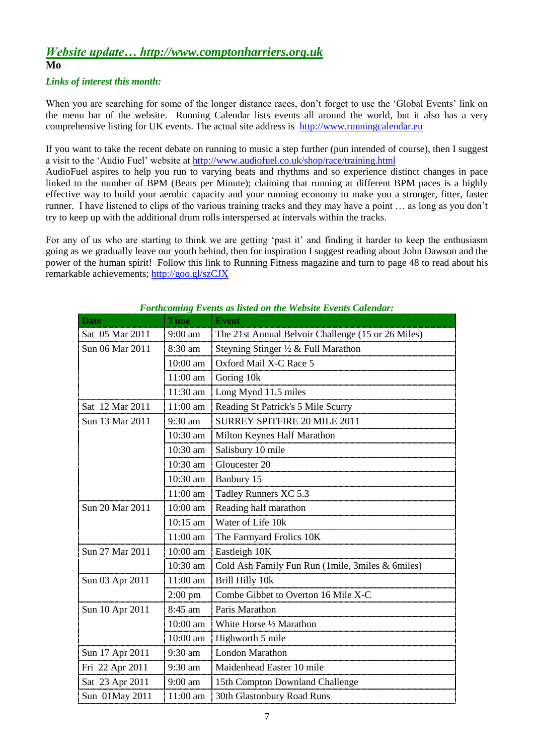## *Website update… http://www.comptonharriers.org.uk*

**Mo**

***Links of interest this month:***

When you are searching for some of the longer distance races, don't forget to use the 'Global Events' link on the menu bar of the website. Running Calendar lists events all around the world, but it also has a very comprehensive listing for UK events. The actual site address is http://www.runningcalendar.eu

If you want to take the recent debate on running to music a step further (pun intended of course), then I suggest a visit to the 'Audio Fuel' website at http://www.audiofuel.co.uk/shop/race/training.html
AudioFuel aspires to help you run to varying beats and rhythms and so experience distinct changes in pace linked to the number of BPM (Beats per Minute); claiming that running at different BPM paces is a highly effective way to build your aerobic capacity and your running economy to make you a stronger, fitter, faster runner. I have listened to clips of the various training tracks and they may have a point … as long as you don't try to keep up with the additional drum rolls interspersed at intervals within the tracks.

For any of us who are starting to think we are getting 'past it' and finding it harder to keep the enthusiasm going as we gradually leave our youth behind, then for inspiration I suggest reading about John Dawson and the power of the human spirit! Follow this link to Running Fitness magazine and turn to page 48 to read about his remarkable achievements; http://goo.gl/szCJX

***Forthcoming Events as listed on the Website Events Calendar:***

| Date | Time | Event |
|---|---|---|
| Sat 05 Mar 2011 | 9:00 am | The 21st Annual Belvoir Challenge (15 or 26 Miles) |
| Sun 06 Mar 2011 | 8:30 am | Steyning Stinger ½ & Full Marathon |
| | 10:00 am | Oxford Mail X-C Race 5 |
| | 11:00 am | Goring 10k |
| | 11:30 am | Long Mynd 11.5 miles |
| Sat 12 Mar 2011 | 11:00 am | Reading St Patrick's 5 Mile Scurry |
| Sun 13 Mar 2011 | 9:30 am | SURREY SPITFIRE 20 MILE 2011 |
| | 10:30 am | Milton Keynes Half Marathon |
| | 10:30 am | Salisbury 10 mile |
| | 10:30 am | Gloucester 20 |
| | 10:30 am | Banbury 15 |
| | 11:00 am | Tadley Runners XC 5.3 |
| Sun 20 Mar 2011 | 10:00 am | Reading half marathon |
| | 10:15 am | Water of Life 10k |
| | 11:00 am | The Farmyard Frolics 10K |
| Sun 27 Mar 2011 | 10:00 am | Eastleigh 10K |
| | 10:30 am | Cold Ash Family Fun Run (1mile, 3miles & 6miles) |
| Sun 03 Apr 2011 | 11:00 am | Brill Hilly 10k |
| | 2:00 pm | Combe Gibbet to Overton 16 Mile X-C |
| Sun 10 Apr 2011 | 8:45 am | Paris Marathon |
| | 10:00 am | White Horse ½ Marathon |
| | 10:00 am | Highworth 5 mile |
| Sun 17 Apr 2011 | 9:30 am | London Marathon |
| Fri 22 Apr 2011 | 9:30 am | Maidenhead Easter 10 mile |
| Sat 23 Apr 2011 | 9:00 am | 15th Compton Downland Challenge |
| Sun 01May 2011 | 11:00 am | 30th Glastonbury Road Runs |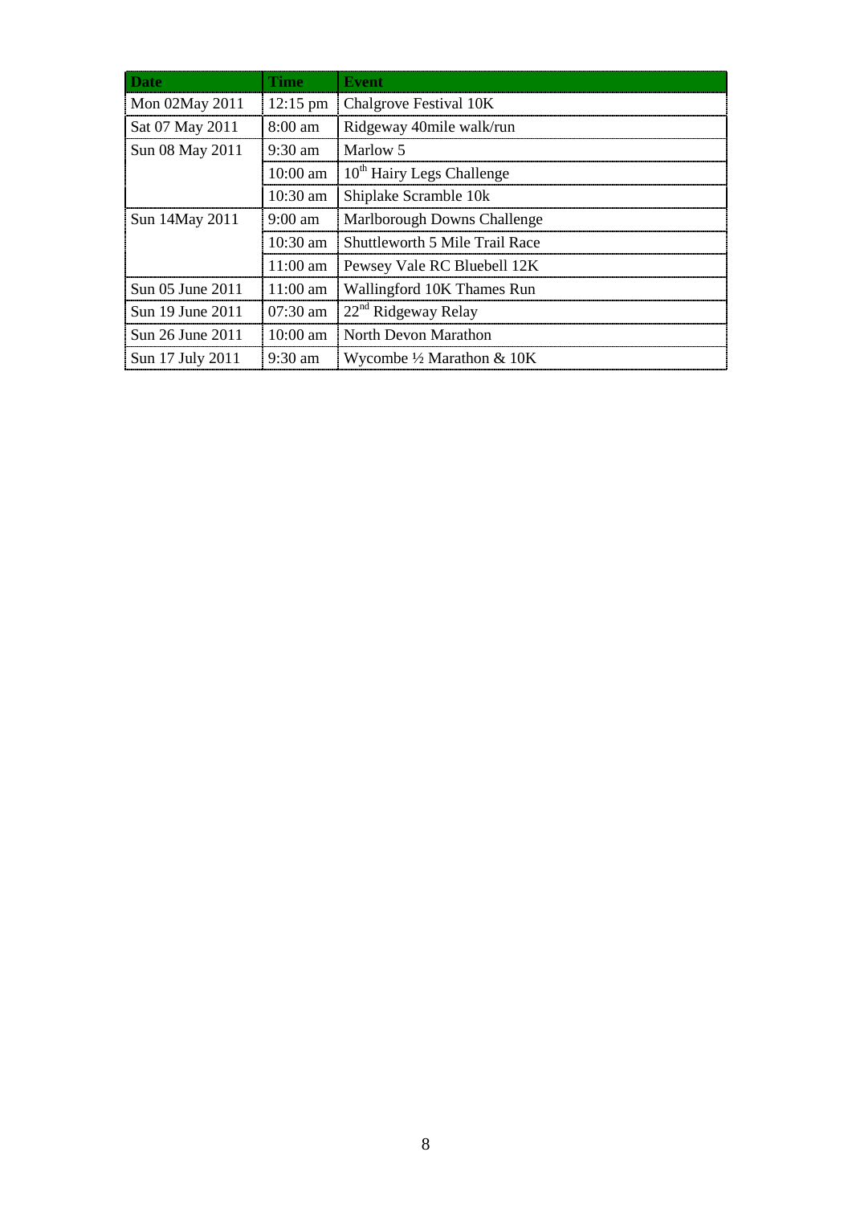| Date | Time | Event |
| --- | --- | --- |
| Mon 02May 2011 | 12:15 pm | Chalgrove Festival 10K |
| Sat 07 May 2011 | 8:00 am | Ridgeway 40mile walk/run |
| Sun 08 May 2011 | 9:30 am | Marlow 5 |
| | 10:00 am | 10th Hairy Legs Challenge |
| | 10:30 am | Shiplake Scramble 10k |
| Sun 14May 2011 | 9:00 am | Marlborough Downs Challenge |
| | 10:30 am | Shuttleworth 5 Mile Trail Race |
| | 11:00 am | Pewsey Vale RC Bluebell 12K |
| Sun 05 June 2011 | 11:00 am | Wallingford 10K Thames Run |
| Sun 19 June 2011 | 07:30 am | 22nd Ridgeway Relay |
| Sun 26 June 2011 | 10:00 am | North Devon Marathon |
| Sun 17 July 2011 | 9:30 am | Wycombe ½ Marathon & 10K |